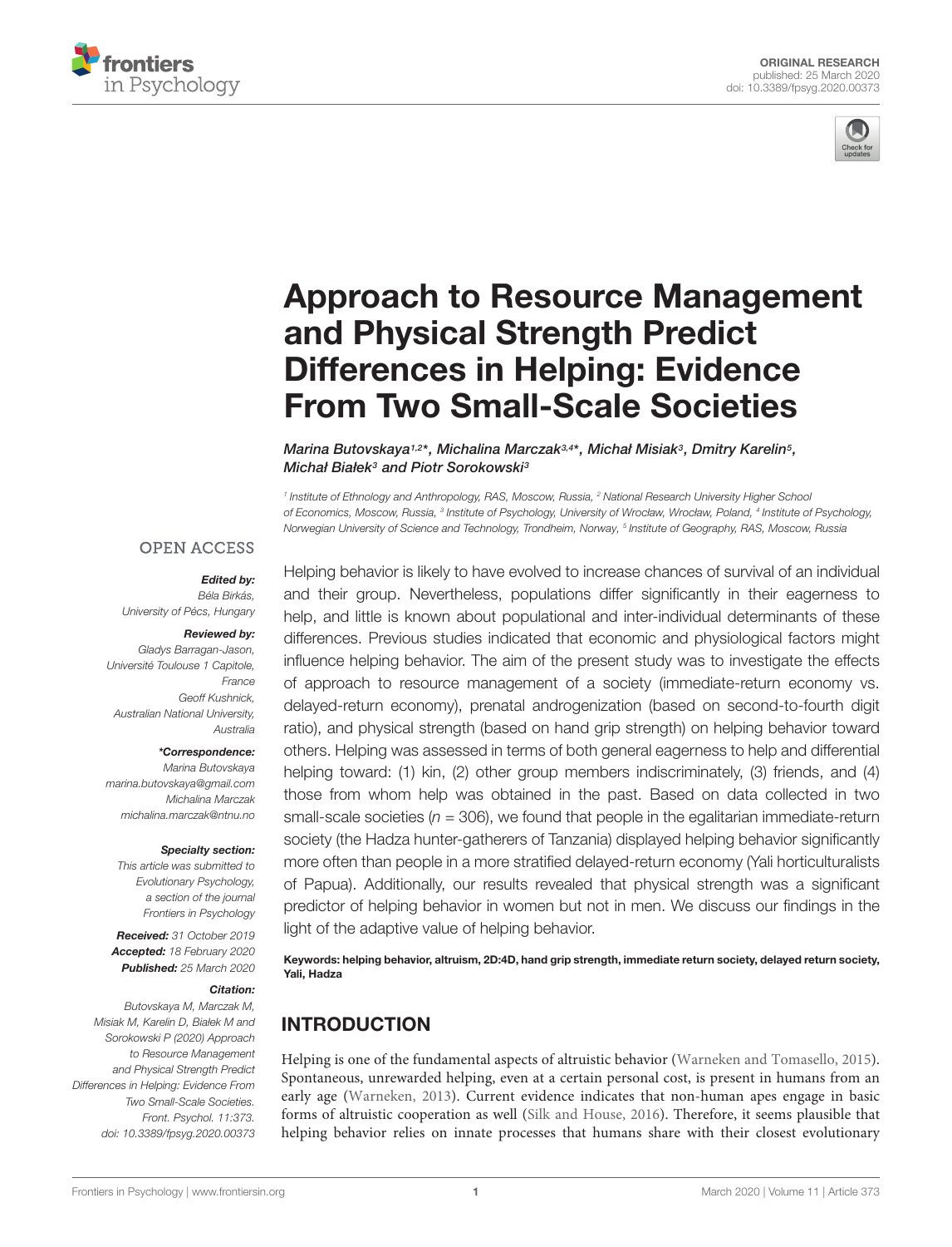ORIGINAL RESEARCH
published: 25 March 2020
doi: 10.3389/fpsyg.2020.00373

# Approach to Resource Management and Physical Strength Predict Differences in Helping: Evidence From Two Small-Scale Societies

*Marina Butovskaya[1,2]\*, Michalina Marczak[3,4]\*, Michał Misiak[3], Dmitry Karelin[5], Michał Białek[3] and Piotr Sorokowski[3]*

[1] Institute of Ethnology and Anthropology, RAS, Moscow, Russia, [2] National Research University Higher School of Economics, Moscow, Russia, [3] Institute of Psychology, University of Wrocław, Wrocław, Poland, [4] Institute of Psychology, Norwegian University of Science and Technology, Trondheim, Norway, [5] Institute of Geography, RAS, Moscow, Russia

OPEN ACCESS

**Edited by:**
Béla Birkás,
University of Pécs, Hungary

**Reviewed by:**
Gladys Barragan-Jason,
Université Toulouse 1 Capitole,
France
Geoff Kushnick,
Australian National University,
Australia

**\*Correspondence:**
Marina Butovskaya
marina.butovskaya@gmail.com
Michalina Marczak
michalina.marczak@ntnu.no

**Specialty section:**
This article was submitted to Evolutionary Psychology, a section of the journal Frontiers in Psychology

**Received:** 31 October 2019
**Accepted:** 18 February 2020
**Published:** 25 March 2020

**Citation:**
Butovskaya M, Marczak M, Misiak M, Karelin D, Białek M and Sorokowski P (2020) Approach to Resource Management and Physical Strength Predict Differences in Helping: Evidence From Two Small-Scale Societies. Front. Psychol. 11:373. doi: 10.3389/fpsyg.2020.00373

Helping behavior is likely to have evolved to increase chances of survival of an individual and their group. Nevertheless, populations differ significantly in their eagerness to help, and little is known about populational and inter-individual determinants of these differences. Previous studies indicated that economic and physiological factors might influence helping behavior. The aim of the present study was to investigate the effects of approach to resource management of a society (immediate-return economy vs. delayed-return economy), prenatal androgenization (based on second-to-fourth digit ratio), and physical strength (based on hand grip strength) on helping behavior toward others. Helping was assessed in terms of both general eagerness to help and differential helping toward: (1) kin, (2) other group members indiscriminately, (3) friends, and (4) those from whom help was obtained in the past. Based on data collected in two small-scale societies ($n = 306$), we found that people in the egalitarian immediate-return society (the Hadza hunter-gatherers of Tanzania) displayed helping behavior significantly more often than people in a more stratified delayed-return economy (Yali horticulturalists of Papua). Additionally, our results revealed that physical strength was a significant predictor of helping behavior in women but not in men. We discuss our findings in the light of the adaptive value of helping behavior.

**Keywords: helping behavior, altruism, 2D:4D, hand grip strength, immediate return society, delayed return society, Yali, Hadza**

## INTRODUCTION

Helping is one of the fundamental aspects of altruistic behavior (Warneken and Tomasello, 2015). Spontaneous, unrewarded helping, even at a certain personal cost, is present in humans from an early age (Warneken, 2013). Current evidence indicates that non-human apes engage in basic forms of altruistic cooperation as well (Silk and House, 2016). Therefore, it seems plausible that helping behavior relies on innate processes that humans share with their closest evolutionary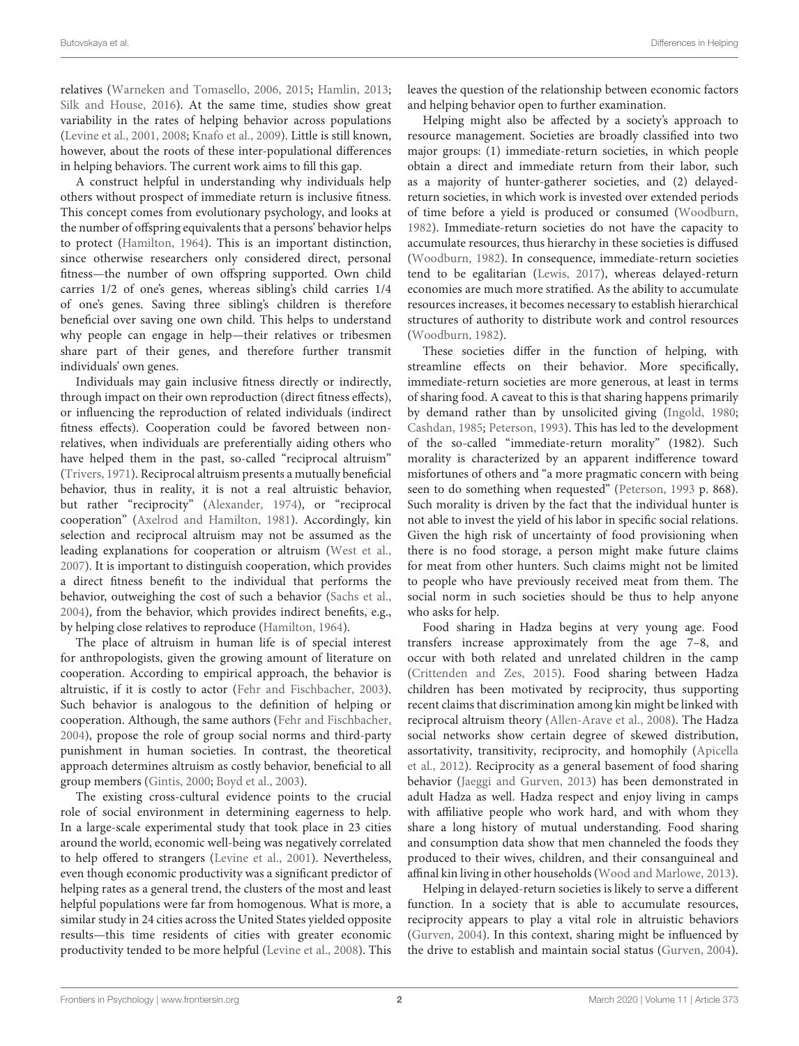relatives (Warneken and Tomasello, 2006, 2015; Hamlin, 2013; Silk and House, 2016). At the same time, studies show great variability in the rates of helping behavior across populations (Levine et al., 2001, 2008; Knafo et al., 2009). Little is still known, however, about the roots of these inter-populational differences in helping behaviors. The current work aims to fill this gap.

A construct helpful in understanding why individuals help others without prospect of immediate return is inclusive fitness. This concept comes from evolutionary psychology, and looks at the number of offspring equivalents that a persons' behavior helps to protect (Hamilton, 1964). This is an important distinction, since otherwise researchers only considered direct, personal fitness—the number of own offspring supported. Own child carries 1/2 of one's genes, whereas sibling's child carries 1/4 of one's genes. Saving three sibling's children is therefore beneficial over saving one own child. This helps to understand why people can engage in help—their relatives or tribesmen share part of their genes, and therefore further transmit individuals' own genes.

Individuals may gain inclusive fitness directly or indirectly, through impact on their own reproduction (direct fitness effects), or influencing the reproduction of related individuals (indirect fitness effects). Cooperation could be favored between non-relatives, when individuals are preferentially aiding others who have helped them in the past, so-called "reciprocal altruism" (Trivers, 1971). Reciprocal altruism presents a mutually beneficial behavior, thus in reality, it is not a real altruistic behavior, but rather "reciprocity" (Alexander, 1974), or "reciprocal cooperation" (Axelrod and Hamilton, 1981). Accordingly, kin selection and reciprocal altruism may not be assumed as the leading explanations for cooperation or altruism (West et al., 2007). It is important to distinguish cooperation, which provides a direct fitness benefit to the individual that performs the behavior, outweighing the cost of such a behavior (Sachs et al., 2004), from the behavior, which provides indirect benefits, e.g., by helping close relatives to reproduce (Hamilton, 1964).

The place of altruism in human life is of special interest for anthropologists, given the growing amount of literature on cooperation. According to empirical approach, the behavior is altruistic, if it is costly to actor (Fehr and Fischbacher, 2003). Such behavior is analogous to the definition of helping or cooperation. Although, the same authors (Fehr and Fischbacher, 2004), propose the role of group social norms and third-party punishment in human societies. In contrast, the theoretical approach determines altruism as costly behavior, beneficial to all group members (Gintis, 2000; Boyd et al., 2003).

The existing cross-cultural evidence points to the crucial role of social environment in determining eagerness to help. In a large-scale experimental study that took place in 23 cities around the world, economic well-being was negatively correlated to help offered to strangers (Levine et al., 2001). Nevertheless, even though economic productivity was a significant predictor of helping rates as a general trend, the clusters of the most and least helpful populations were far from homogenous. What is more, a similar study in 24 cities across the United States yielded opposite results—this time residents of cities with greater economic productivity tended to be more helpful (Levine et al., 2008). This leaves the question of the relationship between economic factors and helping behavior open to further examination.

Helping might also be affected by a society's approach to resource management. Societies are broadly classified into two major groups: (1) immediate-return societies, in which people obtain a direct and immediate return from their labor, such as a majority of hunter-gatherer societies, and (2) delayed-return societies, in which work is invested over extended periods of time before a yield is produced or consumed (Woodburn, 1982). Immediate-return societies do not have the capacity to accumulate resources, thus hierarchy in these societies is diffused (Woodburn, 1982). In consequence, immediate-return societies tend to be egalitarian (Lewis, 2017), whereas delayed-return economies are much more stratified. As the ability to accumulate resources increases, it becomes necessary to establish hierarchical structures of authority to distribute work and control resources (Woodburn, 1982).

These societies differ in the function of helping, with streamline effects on their behavior. More specifically, immediate-return societies are more generous, at least in terms of sharing food. A caveat to this is that sharing happens primarily by demand rather than by unsolicited giving (Ingold, 1980; Cashdan, 1985; Peterson, 1993). This has led to the development of the so-called "immediate-return morality" (1982). Such morality is characterized by an apparent indifference toward misfortunes of others and "a more pragmatic concern with being seen to do something when requested" (Peterson, 1993 p. 868). Such morality is driven by the fact that the individual hunter is not able to invest the yield of his labor in specific social relations. Given the high risk of uncertainty of food provisioning when there is no food storage, a person might make future claims for meat from other hunters. Such claims might not be limited to people who have previously received meat from them. The social norm in such societies should be thus to help anyone who asks for help.

Food sharing in Hadza begins at very young age. Food transfers increase approximately from the age 7–8, and occur with both related and unrelated children in the camp (Crittenden and Zes, 2015). Food sharing between Hadza children has been motivated by reciprocity, thus supporting recent claims that discrimination among kin might be linked with reciprocal altruism theory (Allen-Arave et al., 2008). The Hadza social networks show certain degree of skewed distribution, assortativity, transitivity, reciprocity, and homophily (Apicella et al., 2012). Reciprocity as a general basement of food sharing behavior (Jaeggi and Gurven, 2013) has been demonstrated in adult Hadza as well. Hadza respect and enjoy living in camps with affiliative people who work hard, and with whom they share a long history of mutual understanding. Food sharing and consumption data show that men channeled the foods they produced to their wives, children, and their consanguineal and affinal kin living in other households (Wood and Marlowe, 2013).

Helping in delayed-return societies is likely to serve a different function. In a society that is able to accumulate resources, reciprocity appears to play a vital role in altruistic behaviors (Gurven, 2004). In this context, sharing might be influenced by the drive to establish and maintain social status (Gurven, 2004).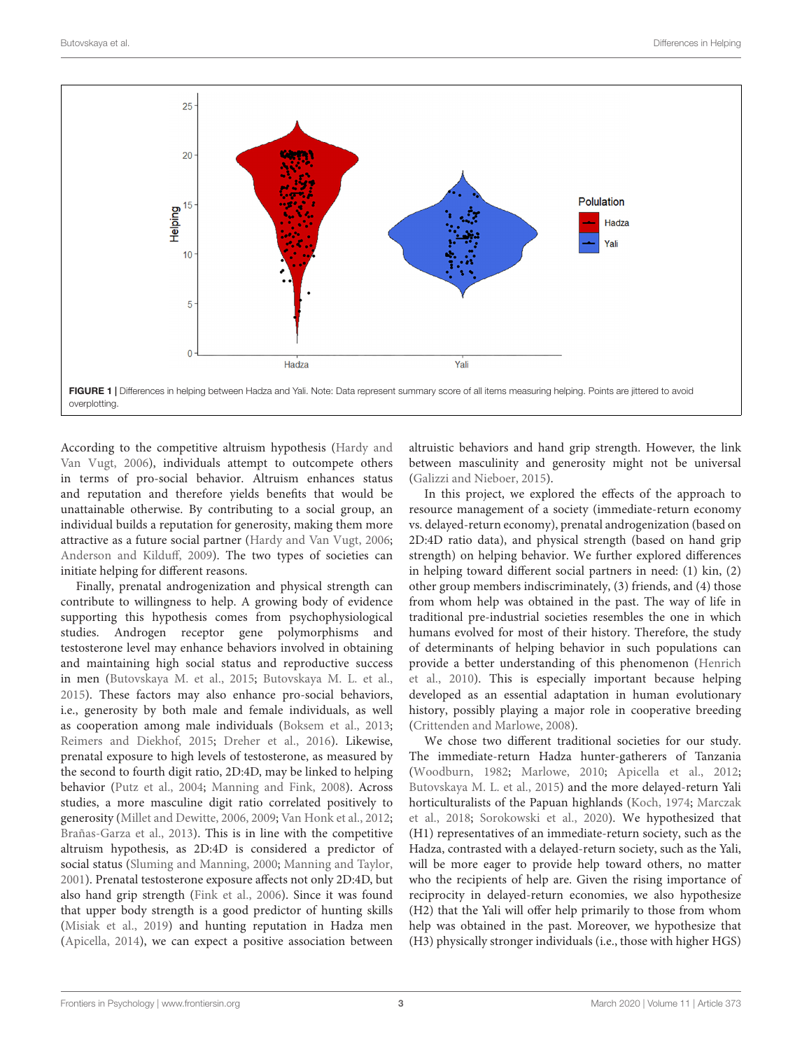**FIGURE 1 |** Differences in helping between Hadza and Yali. Note: Data represent summary score of all items measuring helping. Points are jittered to avoid overplotting.

According to the competitive altruism hypothesis (Hardy and Van Vugt, 2006), individuals attempt to outcompete others in terms of pro-social behavior. Altruism enhances status and reputation and therefore yields benefits that would be unattainable otherwise. By contributing to a social group, an individual builds a reputation for generosity, making them more attractive as a future social partner (Hardy and Van Vugt, 2006; Anderson and Kilduff, 2009). The two types of societies can initiate helping for different reasons.

Finally, prenatal androgenization and physical strength can contribute to willingness to help. A growing body of evidence supporting this hypothesis comes from psychophysiological studies. Androgen receptor gene polymorphisms and testosterone level may enhance behaviors involved in obtaining and maintaining high social status and reproductive success in men (Butovskaya M. et al., 2015; Butovskaya M. L. et al., 2015). These factors may also enhance pro-social behaviors, i.e., generosity by both male and female individuals, as well as cooperation among male individuals (Boksem et al., 2013; Reimers and Diekhof, 2015; Dreher et al., 2016). Likewise, prenatal exposure to high levels of testosterone, as measured by the second to fourth digit ratio, 2D:4D, may be linked to helping behavior (Putz et al., 2004; Manning and Fink, 2008). Across studies, a more masculine digit ratio correlated positively to generosity (Millet and Dewitte, 2006, 2009; Van Honk et al., 2012; Brañas-Garza et al., 2013). This is in line with the competitive altruism hypothesis, as 2D:4D is considered a predictor of social status (Sluming and Manning, 2000; Manning and Taylor, 2001). Prenatal testosterone exposure affects not only 2D:4D, but also hand grip strength (Fink et al., 2006). Since it was found that upper body strength is a good predictor of hunting skills (Misiak et al., 2019) and hunting reputation in Hadza men (Apicella, 2014), we can expect a positive association between altruistic behaviors and hand grip strength. However, the link between masculinity and generosity might not be universal (Galizzi and Nieboer, 2015).

In this project, we explored the effects of the approach to resource management of a society (immediate-return economy vs. delayed-return economy), prenatal androgenization (based on 2D:4D ratio data), and physical strength (based on hand grip strength) on helping behavior. We further explored differences in helping toward different social partners in need: (1) kin, (2) other group members indiscriminately, (3) friends, and (4) those from whom help was obtained in the past. The way of life in traditional pre-industrial societies resembles the one in which humans evolved for most of their history. Therefore, the study of determinants of helping behavior in such populations can provide a better understanding of this phenomenon (Henrich et al., 2010). This is especially important because helping developed as an essential adaptation in human evolutionary history, possibly playing a major role in cooperative breeding (Crittenden and Marlowe, 2008).

We chose two different traditional societies for our study. The immediate-return Hadza hunter-gatherers of Tanzania (Woodburn, 1982; Marlowe, 2010; Apicella et al., 2012; Butovskaya M. L. et al., 2015) and the more delayed-return Yali horticulturalists of the Papuan highlands (Koch, 1974; Marczak et al., 2018; Sorokowski et al., 2020). We hypothesized that (H1) representatives of an immediate-return society, such as the Hadza, contrasted with a delayed-return society, such as the Yali, will be more eager to provide help toward others, no matter who the recipients of help are. Given the rising importance of reciprocity in delayed-return economies, we also hypothesize (H2) that the Yali will offer help primarily to those from whom help was obtained in the past. Moreover, we hypothesize that (H3) physically stronger individuals (i.e., those with higher HGS)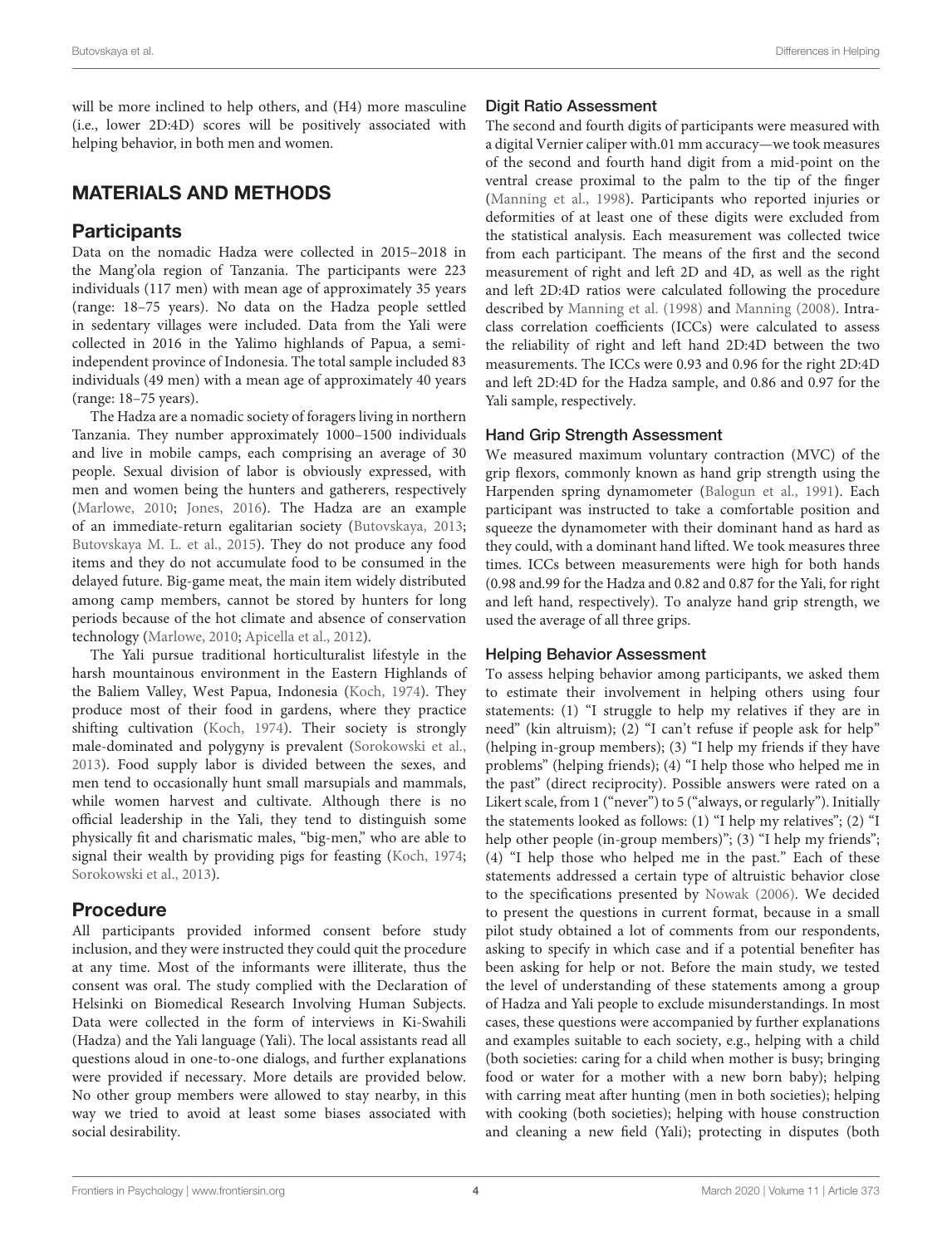will be more inclined to help others, and (H4) more masculine (i.e., lower 2D:4D) scores will be positively associated with helping behavior, in both men and women.

## MATERIALS AND METHODS

### Participants

Data on the nomadic Hadza were collected in 2015–2018 in the Mang'ola region of Tanzania. The participants were 223 individuals (117 men) with mean age of approximately 35 years (range: 18–75 years). No data on the Hadza people settled in sedentary villages were included. Data from the Yali were collected in 2016 in the Yalimo highlands of Papua, a semi-independent province of Indonesia. The total sample included 83 individuals (49 men) with a mean age of approximately 40 years (range: 18–75 years).

The Hadza are a nomadic society of foragers living in northern Tanzania. They number approximately 1000–1500 individuals and live in mobile camps, each comprising an average of 30 people. Sexual division of labor is obviously expressed, with men and women being the hunters and gatherers, respectively (Marlowe, 2010; Jones, 2016). The Hadza are an example of an immediate-return egalitarian society (Butovskaya, 2013; Butovskaya M. L. et al., 2015). They do not produce any food items and they do not accumulate food to be consumed in the delayed future. Big-game meat, the main item widely distributed among camp members, cannot be stored by hunters for long periods because of the hot climate and absence of conservation technology (Marlowe, 2010; Apicella et al., 2012).

The Yali pursue traditional horticulturalist lifestyle in the harsh mountainous environment in the Eastern Highlands of the Baliem Valley, West Papua, Indonesia (Koch, 1974). They produce most of their food in gardens, where they practice shifting cultivation (Koch, 1974). Their society is strongly male-dominated and polygyny is prevalent (Sorokowski et al., 2013). Food supply labor is divided between the sexes, and men tend to occasionally hunt small marsupials and mammals, while women harvest and cultivate. Although there is no official leadership in the Yali, they tend to distinguish some physically fit and charismatic males, "big-men," who are able to signal their wealth by providing pigs for feasting (Koch, 1974; Sorokowski et al., 2013).

### Procedure

All participants provided informed consent before study inclusion, and they were instructed they could quit the procedure at any time. Most of the informants were illiterate, thus the consent was oral. The study complied with the Declaration of Helsinki on Biomedical Research Involving Human Subjects. Data were collected in the form of interviews in Ki-Swahili (Hadza) and the Yali language (Yali). The local assistants read all questions aloud in one-to-one dialogs, and further explanations were provided if necessary. More details are provided below. No other group members were allowed to stay nearby, in this way we tried to avoid at least some biases associated with social desirability.

#### Digit Ratio Assessment

The second and fourth digits of participants were measured with a digital Vernier caliper with.01 mm accuracy—we took measures of the second and fourth hand digit from a mid-point on the ventral crease proximal to the palm to the tip of the finger (Manning et al., 1998). Participants who reported injuries or deformities of at least one of these digits were excluded from the statistical analysis. Each measurement was collected twice from each participant. The means of the first and the second measurement of right and left 2D and 4D, as well as the right and left 2D:4D ratios were calculated following the procedure described by Manning et al. (1998) and Manning (2008). Intra-class correlation coefficients (ICCs) were calculated to assess the reliability of right and left hand 2D:4D between the two measurements. The ICCs were 0.93 and 0.96 for the right 2D:4D and left 2D:4D for the Hadza sample, and 0.86 and 0.97 for the Yali sample, respectively.

#### Hand Grip Strength Assessment

We measured maximum voluntary contraction (MVC) of the grip flexors, commonly known as hand grip strength using the Harpenden spring dynamometer (Balogun et al., 1991). Each participant was instructed to take a comfortable position and squeeze the dynamometer with their dominant hand as hard as they could, with a dominant hand lifted. We took measures three times. ICCs between measurements were high for both hands (0.98 and.99 for the Hadza and 0.82 and 0.87 for the Yali, for right and left hand, respectively). To analyze hand grip strength, we used the average of all three grips.

#### Helping Behavior Assessment

To assess helping behavior among participants, we asked them to estimate their involvement in helping others using four statements: (1) "I struggle to help my relatives if they are in need" (kin altruism); (2) "I can't refuse if people ask for help" (helping in-group members); (3) "I help my friends if they have problems" (helping friends); (4) "I help those who helped me in the past" (direct reciprocity). Possible answers were rated on a Likert scale, from 1 ("never") to 5 ("always, or regularly"). Initially the statements looked as follows: (1) "I help my relatives"; (2) "I help other people (in-group members)"; (3) "I help my friends"; (4) "I help those who helped me in the past." Each of these statements addressed a certain type of altruistic behavior close to the specifications presented by Nowak (2006). We decided to present the questions in current format, because in a small pilot study obtained a lot of comments from our respondents, asking to specify in which case and if a potential benefiter has been asking for help or not. Before the main study, we tested the level of understanding of these statements among a group of Hadza and Yali people to exclude misunderstandings. In most cases, these questions were accompanied by further explanations and examples suitable to each society, e.g., helping with a child (both societies: caring for a child when mother is busy; bringing food or water for a mother with a new born baby); helping with carring meat after hunting (men in both societies); helping with cooking (both societies); helping with house construction and cleaning a new field (Yali); protecting in disputes (both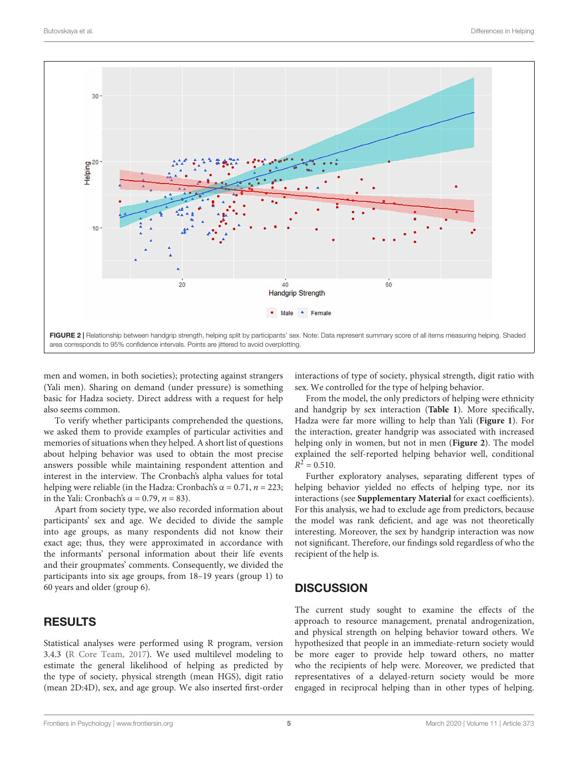FIGURE 2 | Relationship between handgrip strength, helping split by participants' sex. Note: Data represent summary score of all items measuring helping. Shaded area corresponds to 95% confidence intervals. Points are jittered to avoid overplotting.

men and women, in both societies); protecting against strangers (Yali men). Sharing on demand (under pressure) is something basic for Hadza society. Direct address with a request for help also seems common.

To verify whether participants comprehended the questions, we asked them to provide examples of particular activities and memories of situations when they helped. A short list of questions about helping behavior was used to obtain the most precise answers possible while maintaining respondent attention and interest in the interview. The Cronbach's alpha values for total helping were reliable (in the Hadza: Cronbach's $\alpha = 0.71$, $n = 223$; in the Yali: Cronbach's $\alpha = 0.79$, $n = 83$).

Apart from society type, we also recorded information about participants' sex and age. We decided to divide the sample into age groups, as many respondents did not know their exact age; thus, they were approximated in accordance with the informants' personal information about their life events and their groupmates' comments. Consequently, we divided the participants into six age groups, from 18–19 years (group 1) to 60 years and older (group 6).

## RESULTS

Statistical analyses were performed using R program, version 3.4.3 (R Core Team, 2017). We used multilevel modeling to estimate the general likelihood of helping as predicted by the type of society, physical strength (mean HGS), digit ratio (mean 2D:4D), sex, and age group. We also inserted first-order interactions of type of society, physical strength, digit ratio with sex. We controlled for the type of helping behavior.

From the model, the only predictors of helping were ethnicity and handgrip by sex interaction (**Table 1**). More specifically, Hadza were far more willing to help than Yali (**Figure 1**). For the interaction, greater handgrip was associated with increased helping only in women, but not in men (**Figure 2**). The model explained the self-reported helping behavior well, conditional $R^2 = 0.510$.

Further exploratory analyses, separating different types of helping behavior yielded no effects of helping type, nor its interactions (see **Supplementary Material** for exact coefficients). For this analysis, we had to exclude age from predictors, because the model was rank deficient, and age was not theoretically interesting. Moreover, the sex by handgrip interaction was now not significant. Therefore, our findings sold regardless of who the recipient of the help is.

## DISCUSSION

The current study sought to examine the effects of the approach to resource management, prenatal androgenization, and physical strength on helping behavior toward others. We hypothesized that people in an immediate-return society would be more eager to provide help toward others, no matter who the recipients of help were. Moreover, we predicted that representatives of a delayed-return society would be more engaged in reciprocal helping than in other types of helping.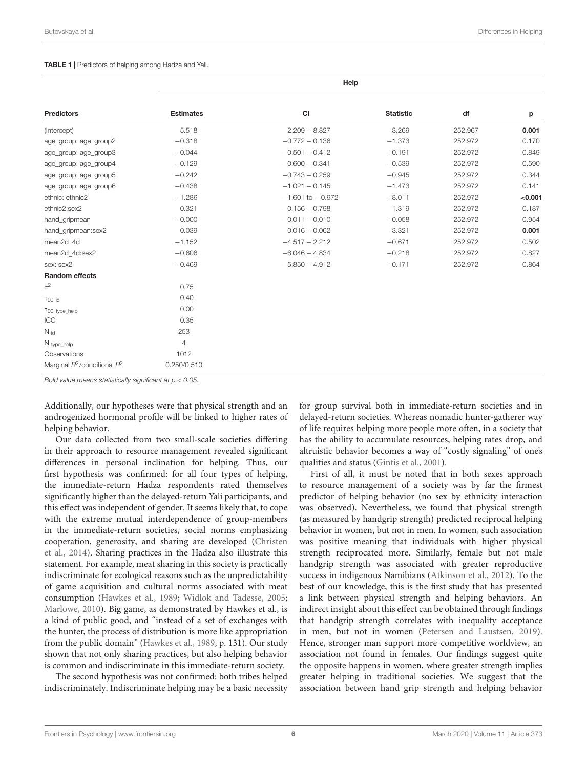**TABLE 1 |** Predictors of helping among Hadza and Yali.

| | Help | | | | |
|---|---|---|---|---|---|
| **Predictors** | **Estimates** | **CI** | **Statistic** | **df** | **p** |
| (Intercept) | 5.518 | 2.209 − 8.827 | 3.269 | 252.967 | **0.001** |
| age_group: age_group2 | −0.318 | −0.772 − 0.136 | −1.373 | 252.972 | 0.170 |
| age_group: age_group3 | −0.044 | −0.501 − 0.412 | −0.191 | 252.972 | 0.849 |
| age_group: age_group4 | −0.129 | −0.600 − 0.341 | −0.539 | 252.972 | 0.590 |
| age_group: age_group5 | −0.242 | −0.743 − 0.259 | −0.945 | 252.972 | 0.344 |
| age_group: age_group6 | −0.438 | −1.021 − 0.145 | −1.473 | 252.972 | 0.141 |
| ethnic: ethnic2 | −1.286 | −1.601 to − 0.972 | −8.011 | 252.972 | **<0.001** |
| ethnic2:sex2 | 0.321 | −0.156 − 0.798 | 1.319 | 252.972 | 0.187 |
| hand_gripmean | −0.000 | −0.011 − 0.010 | −0.058 | 252.972 | 0.954 |
| hand_gripmean:sex2 | 0.039 | 0.016 − 0.062 | 3.321 | 252.972 | **0.001** |
| mean2d_4d | −1.152 | −4.517 − 2.212 | −0.671 | 252.972 | 0.502 |
| mean2d_4d:sex2 | −0.606 | −6.046 − 4.834 | −0.218 | 252.972 | 0.827 |
| sex: sex2 | −0.469 | −5.850 − 4.912 | −0.171 | 252.972 | 0.864 |
| **Random effects** | | | | | |
| $\sigma^2$ | 0.75 | | | | |
| $\tau_{00\ id}$ | 0.40 | | | | |
| $\tau_{00\ type\_help}$ | 0.00 | | | | |
| ICC | 0.35 | | | | |
| $N_{id}$ | 253 | | | | |
| $N_{type\_help}$ | 4 | | | | |
| Observations | 1012 | | | | |
| Marginal $R^2$/conditional $R^2$ | 0.250/0.510 | | | | |

*Bold value means statistically significant at p < 0.05.*

Additionally, our hypotheses were that physical strength and an androgenized hormonal profile will be linked to higher rates of helping behavior.

Our data collected from two small-scale societies differing in their approach to resource management revealed significant differences in personal inclination for helping. Thus, our first hypothesis was confirmed: for all four types of helping, the immediate-return Hadza respondents rated themselves significantly higher than the delayed-return Yali participants, and this effect was independent of gender. It seems likely that, to cope with the extreme mutual interdependence of group-members in the immediate-return societies, social norms emphasizing cooperation, generosity, and sharing are developed (Christen et al., 2014). Sharing practices in the Hadza also illustrate this statement. For example, meat sharing in this society is practically indiscriminate for ecological reasons such as the unpredictability of game acquisition and cultural norms associated with meat consumption (Hawkes et al., 1989; Widlok and Tadesse, 2005; Marlowe, 2010). Big game, as demonstrated by Hawkes et al., is a kind of public good, and "instead of a set of exchanges with the hunter, the process of distribution is more like appropriation from the public domain" (Hawkes et al., 1989, p. 131). Our study shown that not only sharing practices, but also helping behavior is common and indiscriminate in this immediate-return society.

The second hypothesis was not confirmed: both tribes helped indiscriminately. Indiscriminate helping may be a basic necessity for group survival both in immediate-return societies and in delayed-return societies. Whereas nomadic hunter-gatherer way of life requires helping more people more often, in a society that has the ability to accumulate resources, helping rates drop, and altruistic behavior becomes a way of "costly signaling" of one's qualities and status (Gintis et al., 2001).

First of all, it must be noted that in both sexes approach to resource management of a society was by far the firmest predictor of helping behavior (no sex by ethnicity interaction was observed). Nevertheless, we found that physical strength (as measured by handgrip strength) predicted reciprocal helping behavior in women, but not in men. In women, such association was positive meaning that individuals with higher physical strength reciprocated more. Similarly, female but not male handgrip strength was associated with greater reproductive success in indigenous Namibians (Atkinson et al., 2012). To the best of our knowledge, this is the first study that has presented a link between physical strength and helping behaviors. An indirect insight about this effect can be obtained through findings that handgrip strength correlates with inequality acceptance in men, but not in women (Petersen and Laustsen, 2019). Hence, stronger man support more competitive worldview, an association not found in females. Our findings suggest quite the opposite happens in women, where greater strength implies greater helping in traditional societies. We suggest that the association between hand grip strength and helping behavior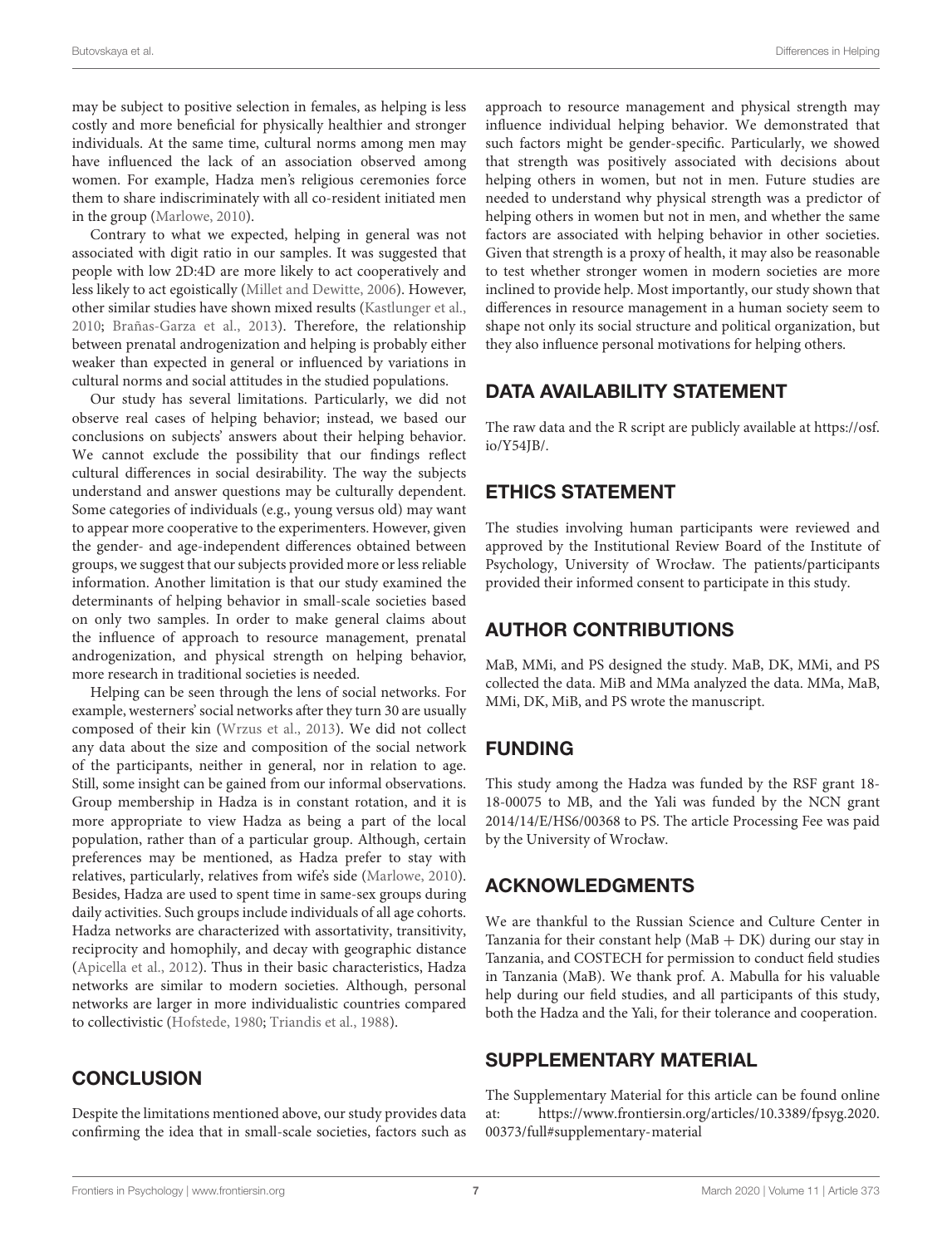may be subject to positive selection in females, as helping is less costly and more beneficial for physically healthier and stronger individuals. At the same time, cultural norms among men may have influenced the lack of an association observed among women. For example, Hadza men's religious ceremonies force them to share indiscriminately with all co-resident initiated men in the group (Marlowe, 2010).

Contrary to what we expected, helping in general was not associated with digit ratio in our samples. It was suggested that people with low 2D:4D are more likely to act cooperatively and less likely to act egoistically (Millet and Dewitte, 2006). However, other similar studies have shown mixed results (Kastlunger et al., 2010; Brañas-Garza et al., 2013). Therefore, the relationship between prenatal androgenization and helping is probably either weaker than expected in general or influenced by variations in cultural norms and social attitudes in the studied populations.

Our study has several limitations. Particularly, we did not observe real cases of helping behavior; instead, we based our conclusions on subjects' answers about their helping behavior. We cannot exclude the possibility that our findings reflect cultural differences in social desirability. The way the subjects understand and answer questions may be culturally dependent. Some categories of individuals (e.g., young versus old) may want to appear more cooperative to the experimenters. However, given the gender- and age-independent differences obtained between groups, we suggest that our subjects provided more or less reliable information. Another limitation is that our study examined the determinants of helping behavior in small-scale societies based on only two samples. In order to make general claims about the influence of approach to resource management, prenatal androgenization, and physical strength on helping behavior, more research in traditional societies is needed.

Helping can be seen through the lens of social networks. For example, westerners' social networks after they turn 30 are usually composed of their kin (Wrzus et al., 2013). We did not collect any data about the size and composition of the social network of the participants, neither in general, nor in relation to age. Still, some insight can be gained from our informal observations. Group membership in Hadza is in constant rotation, and it is more appropriate to view Hadza as being a part of the local population, rather than of a particular group. Although, certain preferences may be mentioned, as Hadza prefer to stay with relatives, particularly, relatives from wife's side (Marlowe, 2010). Besides, Hadza are used to spent time in same-sex groups during daily activities. Such groups include individuals of all age cohorts. Hadza networks are characterized with assortativity, transitivity, reciprocity and homophily, and decay with geographic distance (Apicella et al., 2012). Thus in their basic characteristics, Hadza networks are similar to modern societies. Although, personal networks are larger in more individualistic countries compared to collectivistic (Hofstede, 1980; Triandis et al., 1988).

## CONCLUSION

Despite the limitations mentioned above, our study provides data confirming the idea that in small-scale societies, factors such as approach to resource management and physical strength may influence individual helping behavior. We demonstrated that such factors might be gender-specific. Particularly, we showed that strength was positively associated with decisions about helping others in women, but not in men. Future studies are needed to understand why physical strength was a predictor of helping others in women but not in men, and whether the same factors are associated with helping behavior in other societies. Given that strength is a proxy of health, it may also be reasonable to test whether stronger women in modern societies are more inclined to provide help. Most importantly, our study shown that differences in resource management in a human society seem to shape not only its social structure and political organization, but they also influence personal motivations for helping others.

## DATA AVAILABILITY STATEMENT

The raw data and the R script are publicly available at https://osf.io/Y54JB/.

## ETHICS STATEMENT

The studies involving human participants were reviewed and approved by the Institutional Review Board of the Institute of Psychology, University of Wrocław. The patients/participants provided their informed consent to participate in this study.

## AUTHOR CONTRIBUTIONS

MaB, MMi, and PS designed the study. MaB, DK, MMi, and PS collected the data. MiB and MMa analyzed the data. MMa, MaB, MMi, DK, MiB, and PS wrote the manuscript.

## FUNDING

This study among the Hadza was funded by the RSF grant 18-18-00075 to MB, and the Yali was funded by the NCN grant 2014/14/E/HS6/00368 to PS. The article Processing Fee was paid by the University of Wrocław.

## ACKNOWLEDGMENTS

We are thankful to the Russian Science and Culture Center in Tanzania for their constant help (MaB + DK) during our stay in Tanzania, and COSTECH for permission to conduct field studies in Tanzania (MaB). We thank prof. A. Mabulla for his valuable help during our field studies, and all participants of this study, both the Hadza and the Yali, for their tolerance and cooperation.

## SUPPLEMENTARY MATERIAL

The Supplementary Material for this article can be found online at: https://www.frontiersin.org/articles/10.3389/fpsyg.2020.00373/full#supplementary-material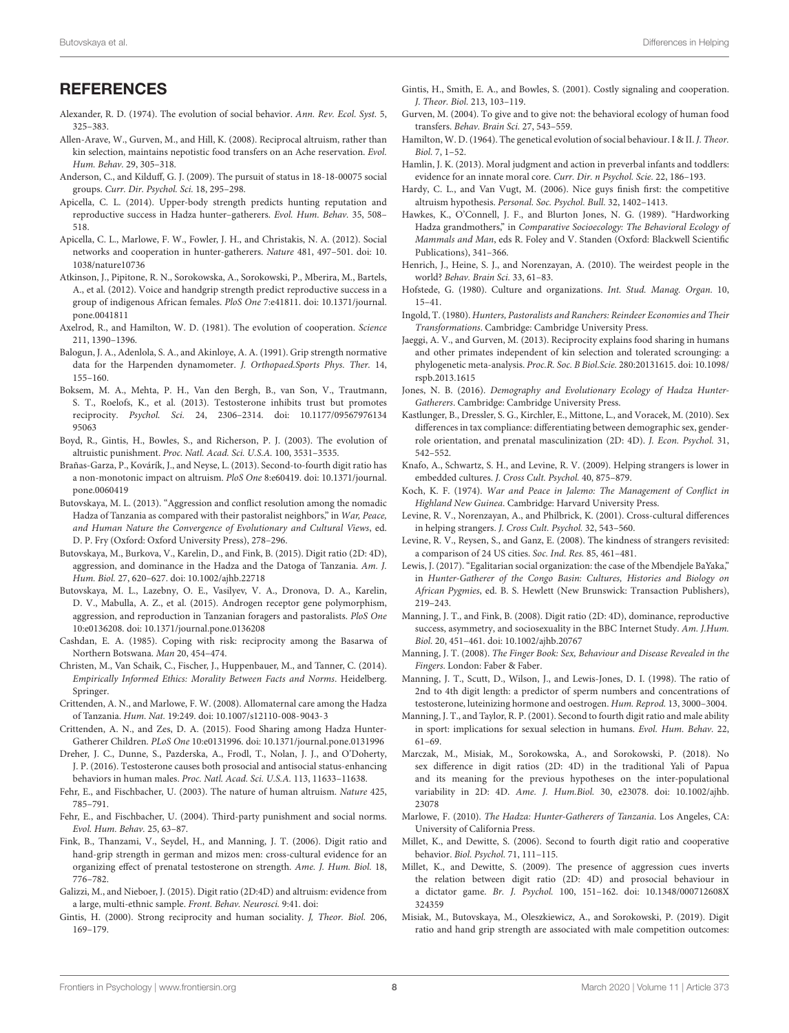## REFERENCES

Alexander, R. D. (1974). The evolution of social behavior. *Ann. Rev. Ecol. Syst.* 5, 325–383.

Allen-Arave, W., Gurven, M., and Hill, K. (2008). Reciprocal altruism, rather than kin selection, maintains nepotistic food transfers on an Ache reservation. *Evol. Hum. Behav.* 29, 305–318.

Anderson, C., and Kilduff, G. J. (2009). The pursuit of status in 18-18-00075 social groups. *Curr. Dir. Psychol. Sci.* 18, 295–298.

Apicella, C. L. (2014). Upper-body strength predicts hunting reputation and reproductive success in Hadza hunter–gatherers. *Evol. Hum. Behav.* 35, 508–518.

Apicella, C. L., Marlowe, F. W., Fowler, J. H., and Christakis, N. A. (2012). Social networks and cooperation in hunter-gatherers. *Nature* 481, 497–501. doi: 10.1038/nature10736

Atkinson, J., Pipitone, R. N., Sorokowska, A., Sorokowski, P., Mberira, M., Bartels, A., et al. (2012). Voice and handgrip strength predict reproductive success in a group of indigenous African females. *PloS One* 7:e41811. doi: 10.1371/journal.pone.0041811

Axelrod, R., and Hamilton, W. D. (1981). The evolution of cooperation. *Science* 211, 1390–1396.

Balogun, J. A., Adenlola, S. A., and Akinloye, A. A. (1991). Grip strength normative data for the Harpenden dynamometer. *J. Orthopaed.Sports Phys. Ther.* 14, 155–160.

Boksem, M. A., Mehta, P. H., Van den Bergh, B., van Son, V., Trautmann, S. T., Roelofs, K., et al. (2013). Testosterone inhibits trust but promotes reciprocity. *Psychol. Sci.* 24, 2306–2314. doi: 10.1177/0956797613495063

Boyd, R., Gintis, H., Bowles, S., and Richerson, P. J. (2003). The evolution of altruistic punishment. *Proc. Natl. Acad. Sci. U.S.A.* 100, 3531–3535.

Brañas-Garza, P., Kovárík, J., and Neyse, L. (2013). Second-to-fourth digit ratio has a non-monotonic impact on altruism. *PloS One* 8:e60419. doi: 10.1371/journal.pone.0060419

Butovskaya, M. L. (2013). "Aggression and conflict resolution among the nomadic Hadza of Tanzania as compared with their pastoralist neighbors," in *War, Peace, and Human Nature the Convergence of Evolutionary and Cultural Views*, ed. D. P. Fry (Oxford: Oxford University Press), 278–296.

Butovskaya, M., Burkova, V., Karelin, D., and Fink, B. (2015). Digit ratio (2D: 4D), aggression, and dominance in the Hadza and the Datoga of Tanzania. *Am. J. Hum. Biol.* 27, 620–627. doi: 10.1002/ajhb.22718

Butovskaya, M. L., Lazebny, O. E., Vasilyev, V. A., Dronova, D. A., Karelin, D. V., Mabulla, A. Z., et al. (2015). Androgen receptor gene polymorphism, aggression, and reproduction in Tanzanian foragers and pastoralists. *PloS One* 10:e0136208. doi: 10.1371/journal.pone.0136208

Cashdan, E. A. (1985). Coping with risk: reciprocity among the Basarwa of Northern Botswana. *Man* 20, 454–474.

Christen, M., Van Schaik, C., Fischer, J., Huppenbauer, M., and Tanner, C. (2014). *Empirically Informed Ethics: Morality Between Facts and Norms*. Heidelberg. Springer.

Crittenden, A. N., and Marlowe, F. W. (2008). Allomaternal care among the Hadza of Tanzania. *Hum. Nat.* 19:249. doi: 10.1007/s12110-008-9043-3

Crittenden, A. N., and Zes, D. A. (2015). Food Sharing among Hadza Hunter-Gatherer Children. *PLoS One* 10:e0131996. doi: 10.1371/journal.pone.0131996

Dreher, J. C., Dunne, S., Pazderska, A., Frodl, T., Nolan, J. J., and O'Doherty, J. P. (2016). Testosterone causes both prosocial and antisocial status-enhancing behaviors in human males. *Proc. Natl. Acad. Sci. U.S.A.* 113, 11633–11638.

Fehr, E., and Fischbacher, U. (2003). The nature of human altruism. *Nature* 425, 785–791.

Fehr, E., and Fischbacher, U. (2004). Third-party punishment and social norms. *Evol. Hum. Behav.* 25, 63–87.

Fink, B., Thanzami, V., Seydel, H., and Manning, J. T. (2006). Digit ratio and hand-grip strength in german and mizos men: cross-cultural evidence for an organizing effect of prenatal testosterone on strength. *Ame. J. Hum. Biol.* 18, 776–782.

Galizzi, M., and Nieboer, J. (2015). Digit ratio (2D:4D) and altruism: evidence from a large, multi-ethnic sample. *Front. Behav. Neurosci.* 9:41. doi:

Gintis, H. (2000). Strong reciprocity and human sociality. *J, Theor. Biol.* 206, 169–179.

Gintis, H., Smith, E. A., and Bowles, S. (2001). Costly signaling and cooperation. *J. Theor. Biol.* 213, 103–119.

Gurven, M. (2004). To give and to give not: the behavioral ecology of human food transfers. *Behav. Brain Sci.* 27, 543–559.

Hamilton, W. D. (1964). The genetical evolution of social behaviour. I & II. *J. Theor. Biol.* 7, 1–52.

Hamlin, J. K. (2013). Moral judgment and action in preverbal infants and toddlers: evidence for an innate moral core. *Curr. Dir. n Psychol. Scie.* 22, 186–193.

Hardy, C. L., and Van Vugt, M. (2006). Nice guys finish first: the competitive altruism hypothesis. *Personal. Soc. Psychol. Bull.* 32, 1402–1413.

Hawkes, K., O'Connell, J. F., and Blurton Jones, N. G. (1989). "Hardworking Hadza grandmothers," in *Comparative Socioecology: The Behavioral Ecology of Mammals and Man*, eds R. Foley and V. Standen (Oxford: Blackwell Scientific Publications), 341–366.

Henrich, J., Heine, S. J., and Norenzayan, A. (2010). The weirdest people in the world? *Behav. Brain Sci.* 33, 61–83.

Hofstede, G. (1980). Culture and organizations. *Int. Stud. Manag. Organ.* 10, 15–41.

Ingold, T. (1980). *Hunters, Pastoralists and Ranchers: Reindeer Economies and Their Transformations*. Cambridge: Cambridge University Press.

Jaeggi, A. V., and Gurven, M. (2013). Reciprocity explains food sharing in humans and other primates independent of kin selection and tolerated scrounging: a phylogenetic meta-analysis. *Proc.R. Soc. B Biol.Scie.* 280:20131615. doi: 10.1098/rspb.2013.1615

Jones, N. B. (2016). *Demography and Evolutionary Ecology of Hadza Hunter-Gatherers*. Cambridge: Cambridge University Press.

Kastlunger, B., Dressler, S. G., Kirchler, E., Mittone, L., and Voracek, M. (2010). Sex differences in tax compliance: differentiating between demographic sex, gender-role orientation, and prenatal masculinization (2D: 4D). *J. Econ. Psychol.* 31, 542–552.

Knafo, A., Schwartz, S. H., and Levine, R. V. (2009). Helping strangers is lower in embedded cultures. *J. Cross Cult. Psychol.* 40, 875–879.

Koch, K. F. (1974). *War and Peace in Jalemo: The Management of Conflict in Highland New Guinea*. Cambridge: Harvard University Press.

Levine, R. V., Norenzayan, A., and Philbrick, K. (2001). Cross-cultural differences in helping strangers. *J. Cross Cult. Psychol.* 32, 543–560.

Levine, R. V., Reysen, S., and Ganz, E. (2008). The kindness of strangers revisited: a comparison of 24 US cities. *Soc. Ind. Res.* 85, 461–481.

Lewis, J. (2017). "Egalitarian social organization: the case of the Mbendjele BaYaka," in *Hunter-Gatherer of the Congo Basin: Cultures, Histories and Biology on African Pygmies*, ed. B. S. Hewlett (New Brunswick: Transaction Publishers), 219–243.

Manning, J. T., and Fink, B. (2008). Digit ratio (2D: 4D), dominance, reproductive success, asymmetry, and sociosexuality in the BBC Internet Study. *Am. J.Hum. Biol.* 20, 451–461. doi: 10.1002/ajhb.20767

Manning, J. T. (2008). *The Finger Book: Sex, Behaviour and Disease Revealed in the Fingers*. London: Faber & Faber.

Manning, J. T., Scutt, D., Wilson, J., and Lewis-Jones, D. I. (1998). The ratio of 2nd to 4th digit length: a predictor of sperm numbers and concentrations of testosterone, luteinizing hormone and oestrogen. *Hum. Reprod.* 13, 3000–3004.

Manning, J. T., and Taylor, R. P. (2001). Second to fourth digit ratio and male ability in sport: implications for sexual selection in humans. *Evol. Hum. Behav.* 22, 61–69.

Marczak, M., Misiak, M., Sorokowska, A., and Sorokowski, P. (2018). No sex difference in digit ratios (2D: 4D) in the traditional Yali of Papua and its meaning for the previous hypotheses on the inter-populational variability in 2D: 4D. *Ame. J. Hum.Biol.* 30, e23078. doi: 10.1002/ajhb.23078

Marlowe, F. (2010). *The Hadza: Hunter-Gatherers of Tanzania*. Los Angeles, CA: University of California Press.

Millet, K., and Dewitte, S. (2006). Second to fourth digit ratio and cooperative behavior. *Biol. Psychol.* 71, 111–115.

Millet, K., and Dewitte, S. (2009). The presence of aggression cues inverts the relation between digit ratio (2D: 4D) and prosocial behaviour in a dictator game. *Br. J. Psychol.* 100, 151–162. doi: 10.1348/000712608X324359

Misiak, M., Butovskaya, M., Oleszkiewicz, A., and Sorokowski, P. (2019). Digit ratio and hand grip strength are associated with male competition outcomes: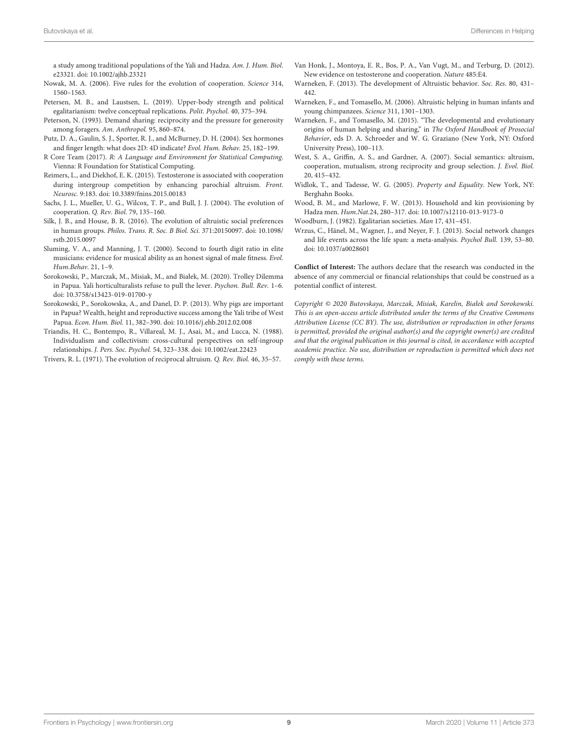a study among traditional populations of the Yali and Hadza. *Am. J. Hum. Biol.* e23321. doi: 10.1002/ajhb.23321

Nowak, M. A. (2006). Five rules for the evolution of cooperation. *Science* 314, 1560–1563.

Petersen, M. B., and Laustsen, L. (2019). Upper-body strength and political egalitarianism: twelve conceptual replications. *Polit. Psychol.* 40, 375–394.

Peterson, N. (1993). Demand sharing: reciprocity and the pressure for generosity among foragers. *Am. Anthropol.* 95, 860–874.

Putz, D. A., Gaulin, S. J., Sporter, R. J., and McBurney, D. H. (2004). Sex hormones and finger length: what does 2D: 4D indicate? *Evol. Hum. Behav.* 25, 182–199.

R Core Team (2017). *R: A Language and Environment for Statistical Computing*. Vienna: R Foundation for Statistical Computing.

Reimers, L., and Diekhof, E. K. (2015). Testosterone is associated with cooperation during intergroup competition by enhancing parochial altruism. *Front. Neurosc.* 9:183. doi: 10.3389/fnins.2015.00183

Sachs, J. L., Mueller, U. G., Wilcox, T. P., and Bull, J. J. (2004). The evolution of cooperation. *Q. Rev. Biol.* 79, 135–160.

Silk, J. B., and House, B. R. (2016). The evolution of altruistic social preferences in human groups. *Philos. Trans. R. Soc. B Biol. Sci.* 371:20150097. doi: 10.1098/rstb.2015.0097

Sluming, V. A., and Manning, J. T. (2000). Second to fourth digit ratio in elite musicians: evidence for musical ability as an honest signal of male fitness. *Evol. Hum.Behav.* 21, 1–9.

Sorokowski, P., Marczak, M., Misiak, M., and Białek, M. (2020). Trolley Dilemma in Papua. Yali horticulturalists refuse to pull the lever. *Psychon. Bull. Rev.* 1–6. doi: 10.3758/s13423-019-01700-y

Sorokowski, P., Sorokowska, A., and Danel, D. P. (2013). Why pigs are important in Papua? Wealth, height and reproductive success among the Yali tribe of West Papua. *Econ. Hum. Biol.* 11, 382–390. doi: 10.1016/j.ehb.2012.02.008

Triandis, H. C., Bontempo, R., Villareal, M. J., Asai, M., and Lucca, N. (1988). Individualism and collectivism: cross-cultural perspectives on self-ingroup relationships. *J. Pers. Soc. Psychol.* 54, 323–338. doi: 10.1002/eat.22423

Trivers, R. L. (1971). The evolution of reciprocal altruism. *Q. Rev. Biol.* 46, 35–57.

Van Honk, J., Montoya, E. R., Bos, P. A., Van Vugt, M., and Terburg, D. (2012). New evidence on testosterone and cooperation. *Nature* 485:E4.

Warneken, F. (2013). The development of Altruistic behavior. *Soc. Res.* 80, 431–442.

Warneken, F., and Tomasello, M. (2006). Altruistic helping in human infants and young chimpanzees. *Science* 311, 1301–1303.

Warneken, F., and Tomasello, M. (2015). "The developmental and evolutionary origins of human helping and sharing," in *The Oxford Handbook of Prosocial Behavior*, eds D. A. Schroeder and W. G. Graziano (New York, NY: Oxford University Press), 100–113.

West, S. A., Griffin, A. S., and Gardner, A. (2007). Social semantics: altruism, cooperation, mutualism, strong reciprocity and group selection. *J. Evol. Biol.* 20, 415–432.

Widlok, T., and Tadesse, W. G. (2005). *Property and Equality*. New York, NY: Berghahn Books.

Wood, B. M., and Marlowe, F. W. (2013). Household and kin provisioning by Hadza men. *Hum.Nat.*24, 280–317. doi: 10.1007/s12110-013-9173-0

Woodburn, J. (1982). Egalitarian societies. *Man* 17, 431–451.

Wrzus, C., Hänel, M., Wagner, J., and Neyer, F. J. (2013). Social network changes and life events across the life span: a meta-analysis. *Psychol Bull.* 139, 53–80. doi: 10.1037/a0028601

**Conflict of Interest:** The authors declare that the research was conducted in the absence of any commercial or financial relationships that could be construed as a potential conflict of interest.

*Copyright © 2020 Butovskaya, Marczak, Misiak, Karelin, Białek and Sorokowski. This is an open-access article distributed under the terms of the Creative Commons Attribution License (CC BY). The use, distribution or reproduction in other forums is permitted, provided the original author(s) and the copyright owner(s) are credited and that the original publication in this journal is cited, in accordance with accepted academic practice. No use, distribution or reproduction is permitted which does not comply with these terms.*